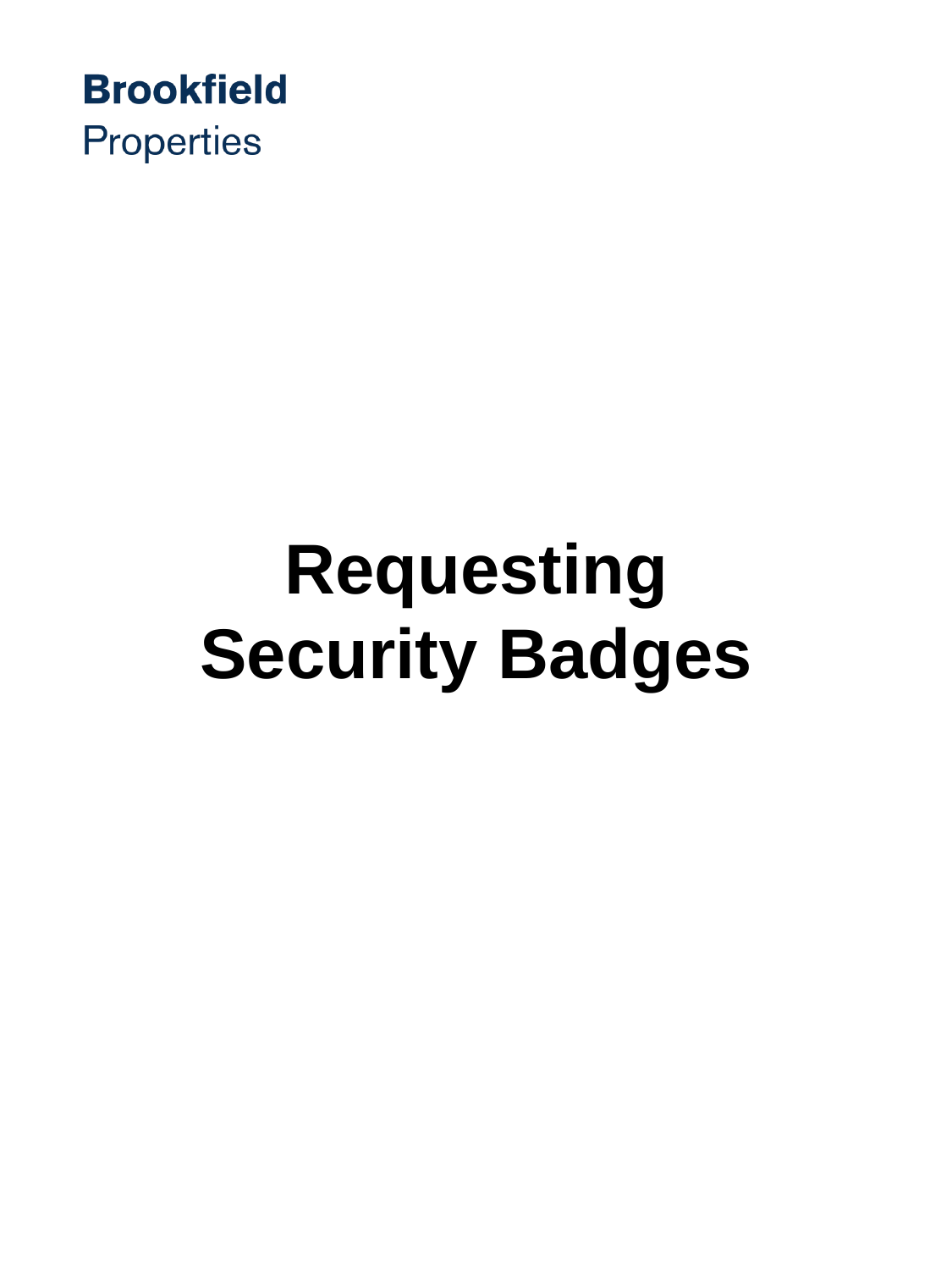**Brookfield**
Properties

# Requesting Security Badges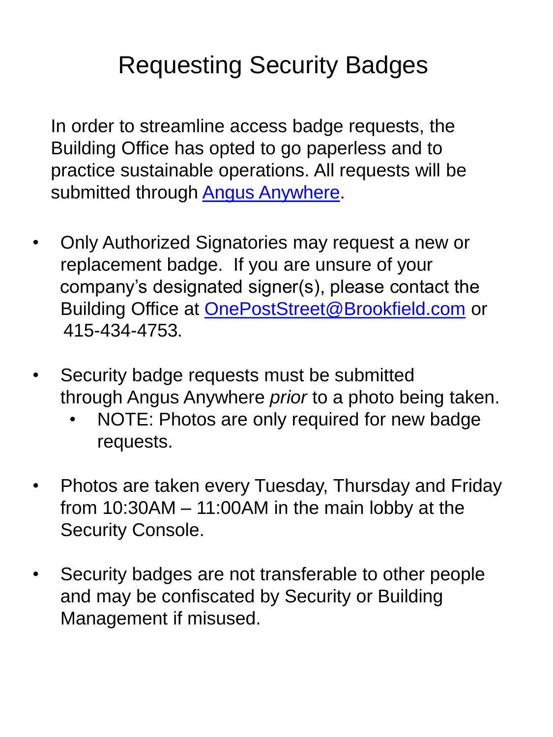# Requesting Security Badges

In order to streamline access badge requests, the Building Office has opted to go paperless and to practice sustainable operations. All requests will be submitted through Angus Anywhere.

- Only Authorized Signatories may request a new or replacement badge. If you are unsure of your company's designated signer(s), please contact the Building Office at OnePostStreet@Brookfield.com or 415-434-4753.
- Security badge requests must be submitted through Angus Anywhere *prior* to a photo being taken.
  - NOTE: Photos are only required for new badge requests.
- Photos are taken every Tuesday, Thursday and Friday from 10:30AM – 11:00AM in the main lobby at the Security Console.
- Security badges are not transferable to other people and may be confiscated by Security or Building Management if misused.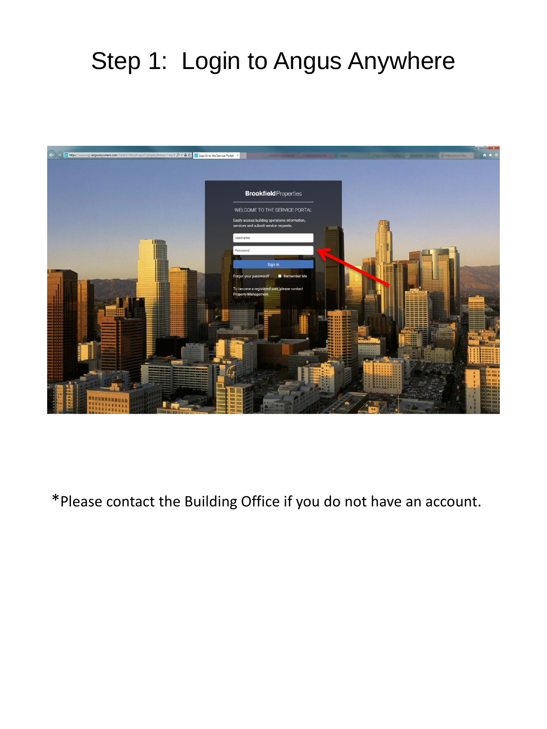# Step 1: Login to Angus Anywhere

*Please contact the Building Office if you do not have an account.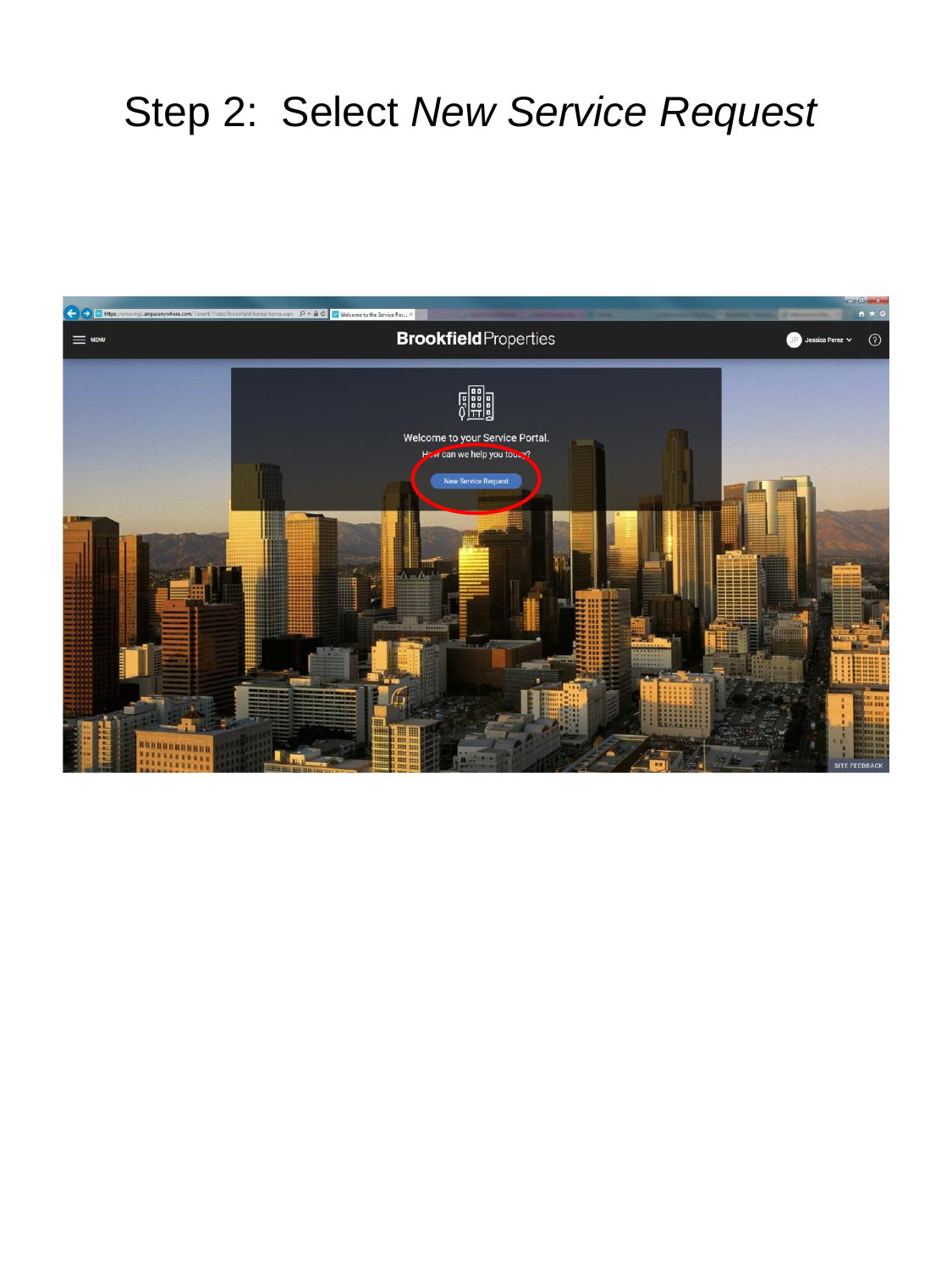# Step 2: Select *New Service Request*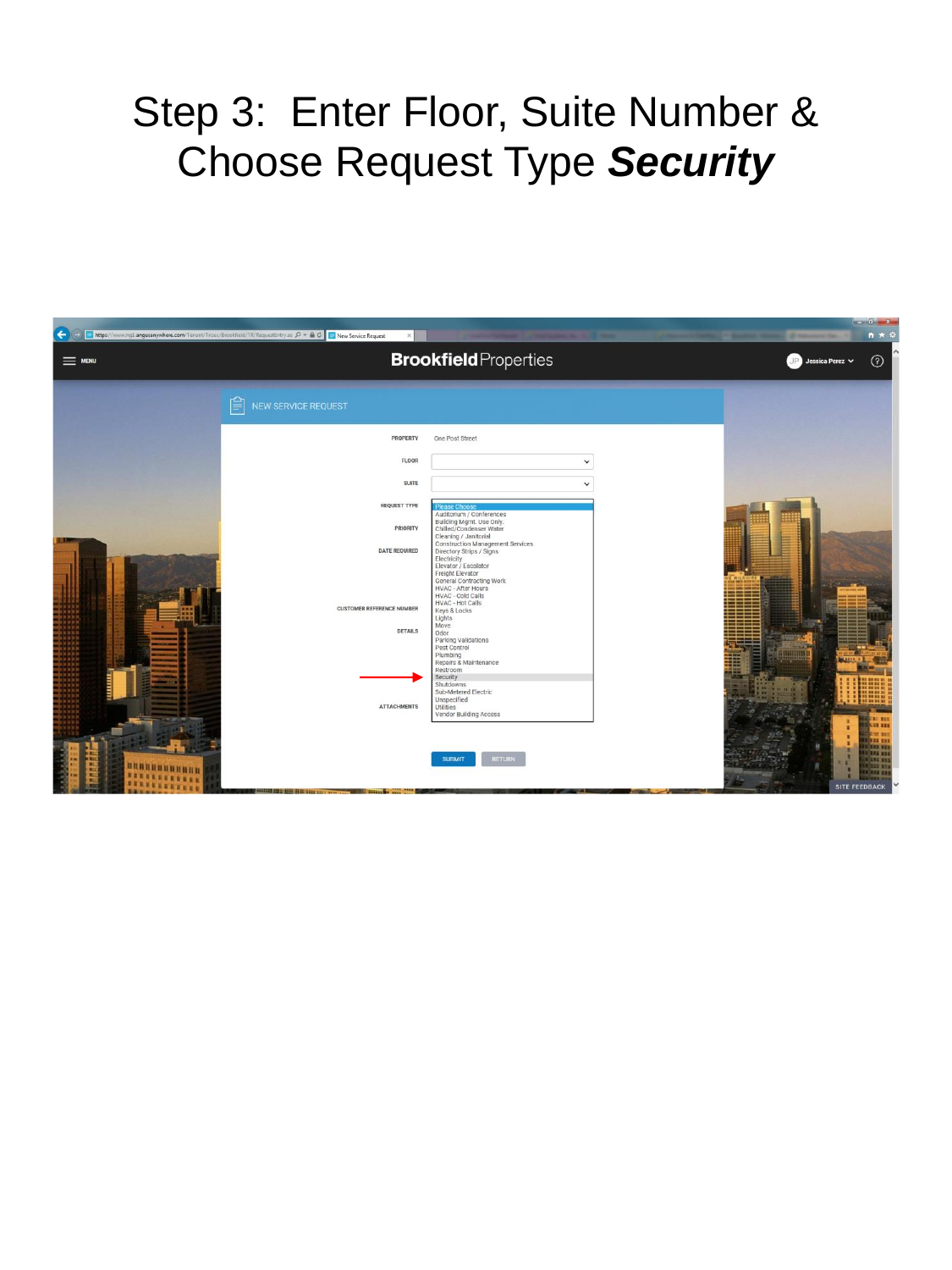# Step 3: Enter Floor, Suite Number & Choose Request Type ***Security***

BrookfieldProperties

NEW SERVICE REQUEST

PROPERTY: One Post Street

FLOOR

SUITE

REQUEST TYPE

PRIORITY

DATE REQUIRED

CUSTOMER REFERENCE NUMBER

DETAILS

ATTACHMENTS

- Please Choose
- Auditorium / Conferences
- Building Mgmt. Use Only.
- Chilled/Condenser Water
- Cleaning / Janitorial
- Construction Management Services
- Directory Strips / Signs
- Electricity
- Elevator / Escalator
- Freight Elevator
- General Contracting Work
- HVAC - After Hours
- HVAC - Cold Calls
- HVAC - Hot Calls
- Keys & Locks
- Lights
- Move
- Odor
- Parking Validations
- Pest Control
- Plumbing
- Repairs & Maintenance
- Restroom
- Security
- Shutdowns
- Sub-Metered Electric
- Unspecified
- Utilities
- Vendor Building Access

SUBMIT RETURN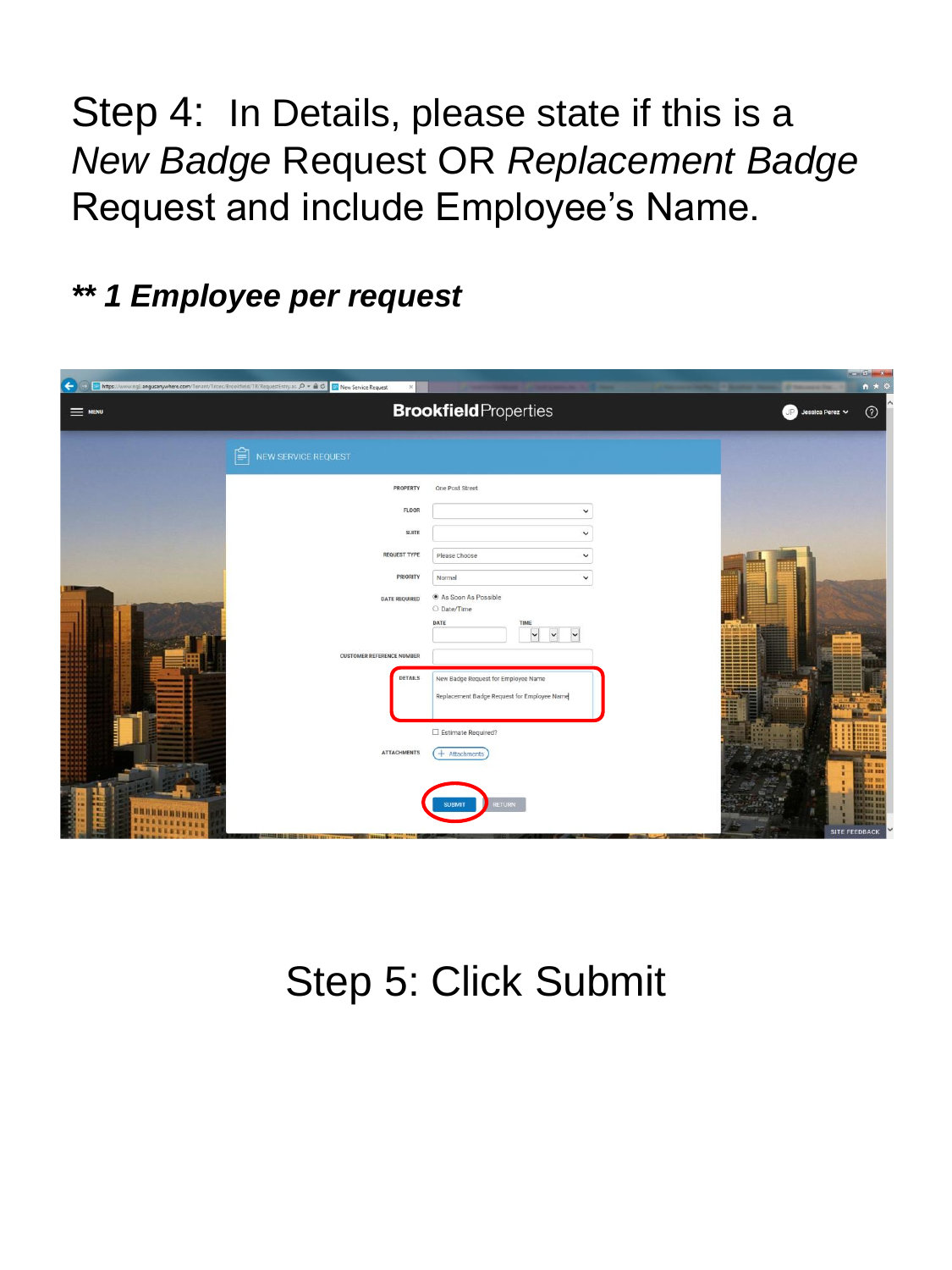Step 4: In Details, please state if this is a *New Badge* Request OR *Replacement Badge* Request and include Employee's Name.

***\*\* 1 Employee per request***

Step 5: Click Submit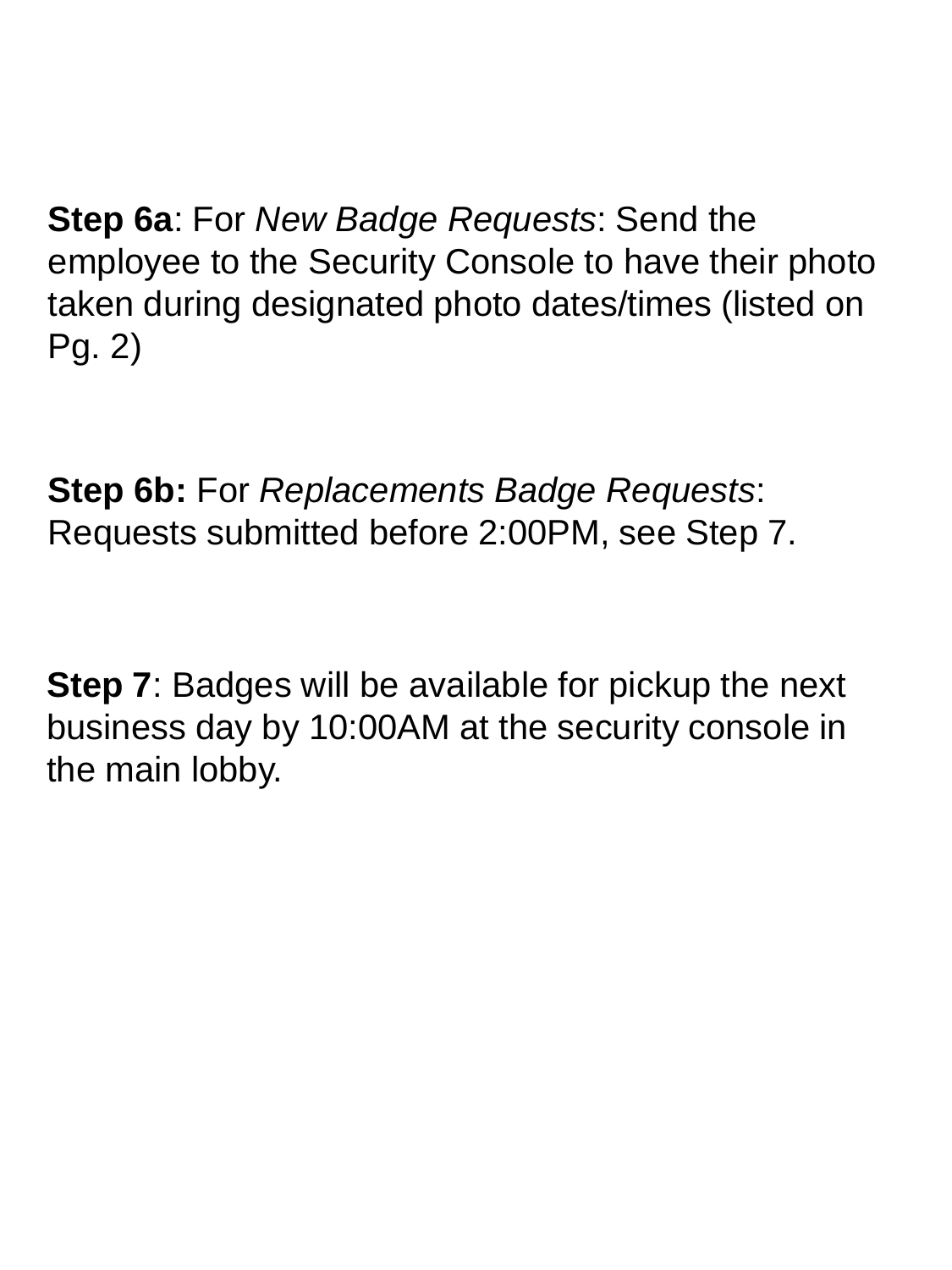**Step 6a**: For *New Badge Requests*: Send the employee to the Security Console to have their photo taken during designated photo dates/times (listed on Pg. 2)

**Step 6b:** For *Replacements Badge Requests*: Requests submitted before 2:00PM, see Step 7.

**Step 7**: Badges will be available for pickup the next business day by 10:00AM at the security console in the main lobby.